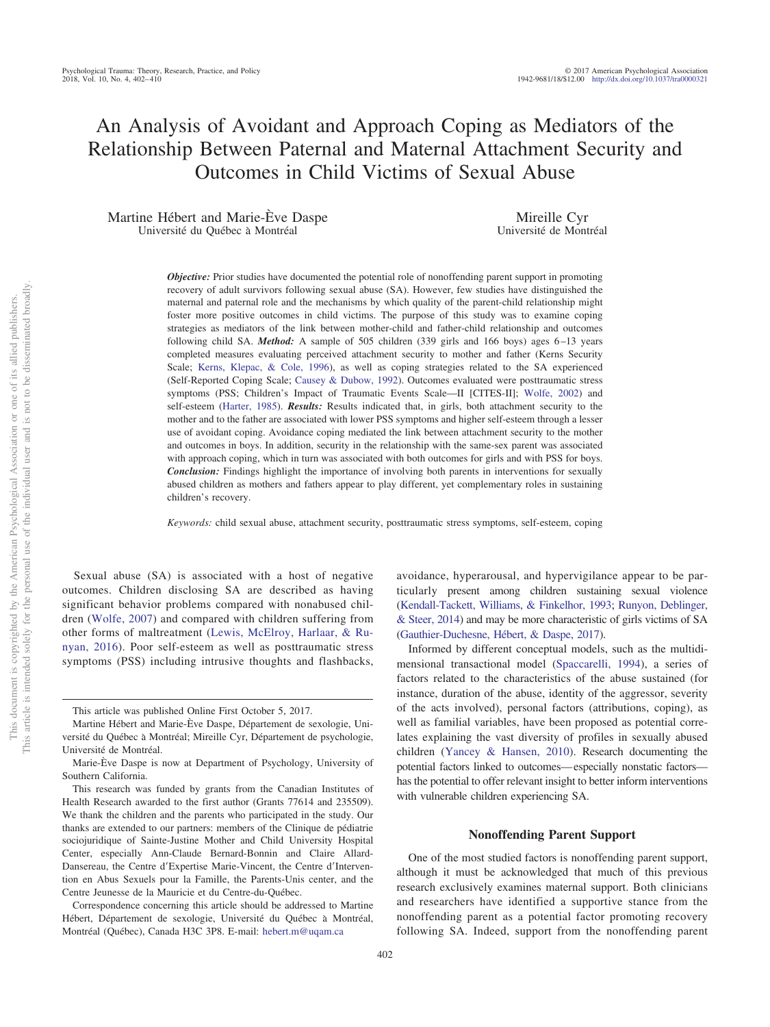# An Analysis of Avoidant and Approach Coping as Mediators of the Relationship Between Paternal and Maternal Attachment Security and Outcomes in Child Victims of Sexual Abuse

Martine Hébert and Marie-Ève Daspe
Université du Québec à Montréal

Mireille Cyr
Université de Montréal

***Objective:*** Prior studies have documented the potential role of nonoffending parent support in promoting recovery of adult survivors following sexual abuse (SA). However, few studies have distinguished the maternal and paternal role and the mechanisms by which quality of the parent-child relationship might foster more positive outcomes in child victims. The purpose of this study was to examine coping strategies as mediators of the link between mother-child and father-child relationship and outcomes following child SA. ***Method:*** A sample of 505 children (339 girls and 166 boys) ages 6–13 years completed measures evaluating perceived attachment security to mother and father (Kerns Security Scale; Kerns, Klepac, & Cole, 1996), as well as coping strategies related to the SA experienced (Self-Reported Coping Scale; Causey & Dubow, 1992). Outcomes evaluated were posttraumatic stress symptoms (PSS; Children's Impact of Traumatic Events Scale—II [CITES-II]; Wolfe, 2002) and self-esteem (Harter, 1985). ***Results:*** Results indicated that, in girls, both attachment security to the mother and to the father are associated with lower PSS symptoms and higher self-esteem through a lesser use of avoidant coping. Avoidance coping mediated the link between attachment security to the mother and outcomes in boys. In addition, security in the relationship with the same-sex parent was associated with approach coping, which in turn was associated with both outcomes for girls and with PSS for boys. ***Conclusion:*** Findings highlight the importance of involving both parents in interventions for sexually abused children as mothers and fathers appear to play different, yet complementary roles in sustaining children's recovery.

*Keywords:* child sexual abuse, attachment security, posttraumatic stress symptoms, self-esteem, coping

Sexual abuse (SA) is associated with a host of negative outcomes. Children disclosing SA are described as having significant behavior problems compared with nonabused children (Wolfe, 2007) and compared with children suffering from other forms of maltreatment (Lewis, McElroy, Harlaar, & Runyan, 2016). Poor self-esteem as well as posttraumatic stress symptoms (PSS) including intrusive thoughts and flashbacks, avoidance, hyperarousal, and hypervigilance appear to be particularly present among children sustaining sexual violence (Kendall-Tackett, Williams, & Finkelhor, 1993; Runyon, Deblinger, & Steer, 2014) and may be more characteristic of girls victims of SA (Gauthier-Duchesne, Hébert, & Daspe, 2017).

Informed by different conceptual models, such as the multidimensional transactional model (Spaccarelli, 1994), a series of factors related to the characteristics of the abuse sustained (for instance, duration of the abuse, identity of the aggressor, severity of the acts involved), personal factors (attributions, coping), as well as familial variables, have been proposed as potential correlates explaining the vast diversity of profiles in sexually abused children (Yancey & Hansen, 2010). Research documenting the potential factors linked to outcomes—especially nonstatic factors—has the potential to offer relevant insight to better inform interventions with vulnerable children experiencing SA.

## Nonoffending Parent Support

One of the most studied factors is nonoffending parent support, although it must be acknowledged that much of this previous research exclusively examines maternal support. Both clinicians and researchers have identified a supportive stance from the nonoffending parent as a potential factor promoting recovery following SA. Indeed, support from the nonoffending parent

---

This article was published Online First October 5, 2017.

Martine Hébert and Marie-Ève Daspe, Département de sexologie, Université du Québec à Montréal; Mireille Cyr, Département de psychologie, Université de Montréal.

Marie-Ève Daspe is now at Department of Psychology, University of Southern California.

This research was funded by grants from the Canadian Institutes of Health Research awarded to the first author (Grants 77614 and 235509). We thank the children and the parents who participated in the study. Our thanks are extended to our partners: members of the Clinique de pédiatrie sociojuridique of Sainte-Justine Mother and Child University Hospital Center, especially Ann-Claude Bernard-Bonnin and Claire Allard-Dansereau, the Centre d'Expertise Marie-Vincent, the Centre d'Intervention en Abus Sexuels pour la Famille, the Parents-Unis center, and the Centre Jeunesse de la Mauricie et du Centre-du-Québec.

Correspondence concerning this article should be addressed to Martine Hébert, Département de sexologie, Université du Québec à Montréal, Montréal (Québec), Canada H3C 3P8. E-mail: hebert.m@uqam.ca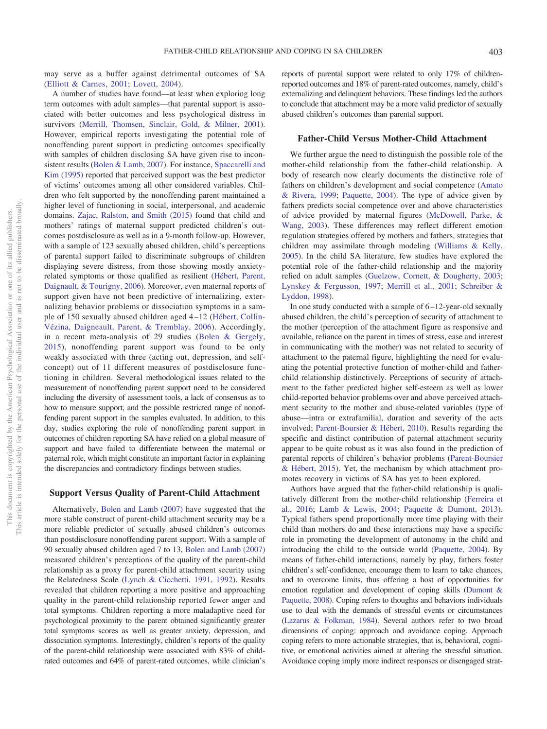may serve as a buffer against detrimental outcomes of SA (Elliott & Carnes, 2001; Lovett, 2004).

A number of studies have found—at least when exploring long term outcomes with adult samples—that parental support is associated with better outcomes and less psychological distress in survivors (Merrill, Thomsen, Sinclair, Gold, & Milner, 2001). However, empirical reports investigating the potential role of nonoffending parent support in predicting outcomes specifically with samples of children disclosing SA have given rise to inconsistent results (Bolen & Lamb, 2007). For instance, Spaccarelli and Kim (1995) reported that perceived support was the best predictor of victims' outcomes among all other considered variables. Children who felt supported by the nonoffending parent maintained a higher level of functioning in social, interpersonal, and academic domains. Zajac, Ralston, and Smith (2015) found that child and mothers' ratings of maternal support predicted children's outcomes postdisclosure as well as in a 9-month follow-up. However, with a sample of 123 sexually abused children, child's perceptions of parental support failed to discriminate subgroups of children displaying severe distress, from those showing mostly anxiety-related symptoms or those qualified as resilient (Hébert, Parent, Daignault, & Tourigny, 2006). Moreover, even maternal reports of support given have not been predictive of internalizing, externalizing behavior problems or dissociation symptoms in a sample of 150 sexually abused children aged 4–12 (Hébert, Collin-Vézina, Daigneault, Parent, & Tremblay, 2006). Accordingly, in a recent meta-analysis of 29 studies (Bolen & Gergely, 2015), nonoffending parent support was found to be only weakly associated with three (acting out, depression, and self-concept) out of 11 different measures of postdisclosure functioning in children. Several methodological issues related to the measurement of nonoffending parent support need to be considered including the diversity of assessment tools, a lack of consensus as to how to measure support, and the possible restricted range of nonoffending parent support in the samples evaluated. In addition, to this day, studies exploring the role of nonoffending parent support in outcomes of children reporting SA have relied on a global measure of support and have failed to differentiate between the maternal or paternal role, which might constitute an important factor in explaining the discrepancies and contradictory findings between studies.

## Support Versus Quality of Parent-Child Attachment

Alternatively, Bolen and Lamb (2007) have suggested that the more stable construct of parent-child attachment security may be a more reliable predictor of sexually abused children's outcomes than postdisclosure nonoffending parent support. With a sample of 90 sexually abused children aged 7 to 13, Bolen and Lamb (2007) measured children's perceptions of the quality of the parent-child relationship as a proxy for parent-child attachment security using the Relatedness Scale (Lynch & Cicchetti, 1991, 1992). Results revealed that children reporting a more positive and approaching quality in the parent-child relationship reported fewer anger and total symptoms. Children reporting a more maladaptive need for psychological proximity to the parent obtained significantly greater total symptoms scores as well as greater anxiety, depression, and dissociation symptoms. Interestingly, children's reports of the quality of the parent-child relationship were associated with 83% of child-rated outcomes and 64% of parent-rated outcomes, while clinician's reports of parental support were related to only 17% of children-reported outcomes and 18% of parent-rated outcomes, namely, child's externalizing and delinquent behaviors. These findings led the authors to conclude that attachment may be a more valid predictor of sexually abused children's outcomes than parental support.

## Father-Child Versus Mother-Child Attachment

We further argue the need to distinguish the possible role of the mother-child relationship from the father-child relationship. A body of research now clearly documents the distinctive role of fathers on children's development and social competence (Amato & Rivera, 1999; Paquette, 2004). The type of advice given by fathers predicts social competence over and above characteristics of advice provided by maternal figures (McDowell, Parke, & Wang, 2003). These differences may reflect different emotion regulation strategies offered by mothers and fathers, strategies that children may assimilate through modeling (Williams & Kelly, 2005). In the child SA literature, few studies have explored the potential role of the father-child relationship and the majority relied on adult samples (Guelzow, Cornett, & Dougherty, 2003; Lynskey & Fergusson, 1997; Merrill et al., 2001; Schreiber & Lyddon, 1998).

In one study conducted with a sample of 6–12-year-old sexually abused children, the child's perception of security of attachment to the mother (perception of the attachment figure as responsive and available, reliance on the parent in times of stress, ease and interest in communicating with the mother) was not related to security of attachment to the paternal figure, highlighting the need for evaluating the potential protective function of mother-child and father-child relationship distinctively. Perceptions of security of attachment to the father predicted higher self-esteem as well as lower child-reported behavior problems over and above perceived attachment security to the mother and abuse-related variables (type of abuse—intra or extrafamilial, duration and severity of the acts involved; Parent-Boursier & Hébert, 2010). Results regarding the specific and distinct contribution of paternal attachment security appear to be quite robust as it was also found in the prediction of parental reports of children's behavior problems (Parent-Boursier & Hébert, 2015). Yet, the mechanism by which attachment promotes recovery in victims of SA has yet to be explored.

Authors have argued that the father-child relationship is qualitatively different from the mother-child relationship (Ferreira et al., 2016; Lamb & Lewis, 2004; Paquette & Dumont, 2013). Typical fathers spend proportionally more time playing with their child than mothers do and these interactions may have a specific role in promoting the development of autonomy in the child and introducing the child to the outside world (Paquette, 2004). By means of father-child interactions, namely by play, fathers foster children's self-confidence, encourage them to learn to take chances, and to overcome limits, thus offering a host of opportunities for emotion regulation and development of coping skills (Dumont & Paquette, 2008). Coping refers to thoughts and behaviors individuals use to deal with the demands of stressful events or circumstances (Lazarus & Folkman, 1984). Several authors refer to two broad dimensions of coping: approach and avoidance coping. Approach coping refers to more actionable strategies, that is, behavioral, cognitive, or emotional activities aimed at altering the stressful situation. Avoidance coping imply more indirect responses or disengaged strat-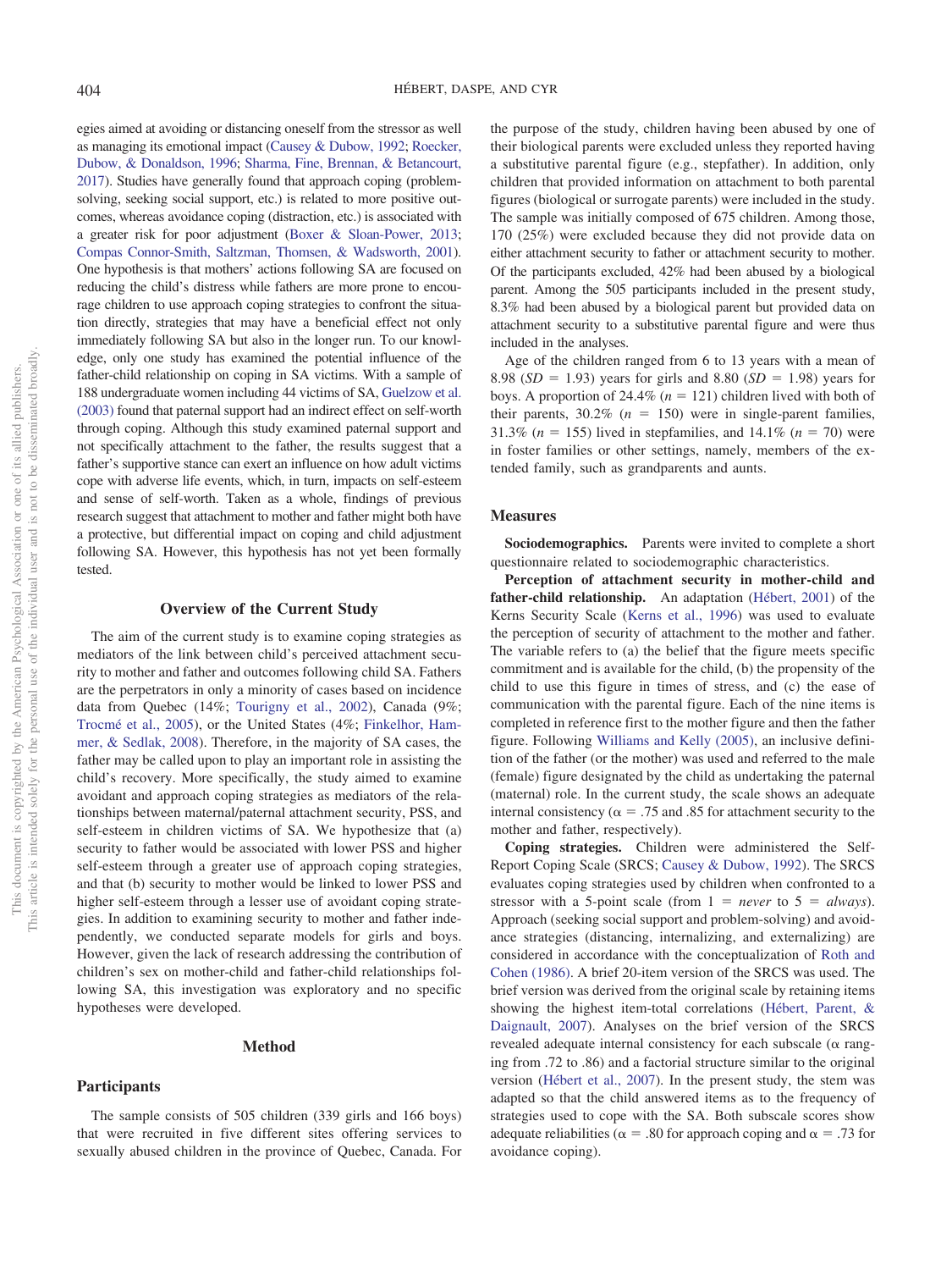egies aimed at avoiding or distancing oneself from the stressor as well as managing its emotional impact (Causey & Dubow, 1992; Roecker, Dubow, & Donaldson, 1996; Sharma, Fine, Brennan, & Betancourt, 2017). Studies have generally found that approach coping (problem-solving, seeking social support, etc.) is related to more positive outcomes, whereas avoidance coping (distraction, etc.) is associated with a greater risk for poor adjustment (Boxer & Sloan-Power, 2013; Compas Connor-Smith, Saltzman, Thomsen, & Wadsworth, 2001). One hypothesis is that mothers' actions following SA are focused on reducing the child's distress while fathers are more prone to encourage children to use approach coping strategies to confront the situation directly, strategies that may have a beneficial effect not only immediately following SA but also in the longer run. To our knowledge, only one study has examined the potential influence of the father-child relationship on coping in SA victims. With a sample of 188 undergraduate women including 44 victims of SA, Guelzow et al. (2003) found that paternal support had an indirect effect on self-worth through coping. Although this study examined paternal support and not specifically attachment to the father, the results suggest that a father's supportive stance can exert an influence on how adult victims cope with adverse life events, which, in turn, impacts on self-esteem and sense of self-worth. Taken as a whole, findings of previous research suggest that attachment to mother and father might both have a protective, but differential impact on coping and child adjustment following SA. However, this hypothesis has not yet been formally tested.

## Overview of the Current Study

The aim of the current study is to examine coping strategies as mediators of the link between child's perceived attachment security to mother and father and outcomes following child SA. Fathers are the perpetrators in only a minority of cases based on incidence data from Quebec (14%; Tourigny et al., 2002), Canada (9%; Trocmé et al., 2005), or the United States (4%; Finkelhor, Hammer, & Sedlak, 2008). Therefore, in the majority of SA cases, the father may be called upon to play an important role in assisting the child's recovery. More specifically, the study aimed to examine avoidant and approach coping strategies as mediators of the relationships between maternal/paternal attachment security, PSS, and self-esteem in children victims of SA. We hypothesize that (a) security to father would be associated with lower PSS and higher self-esteem through a greater use of approach coping strategies, and that (b) security to mother would be linked to lower PSS and higher self-esteem through a lesser use of avoidant coping strategies. In addition to examining security to mother and father independently, we conducted separate models for girls and boys. However, given the lack of research addressing the contribution of children's sex on mother-child and father-child relationships following SA, this investigation was exploratory and no specific hypotheses were developed.

## Method

### Participants

The sample consists of 505 children (339 girls and 166 boys) that were recruited in five different sites offering services to sexually abused children in the province of Quebec, Canada. For the purpose of the study, children having been abused by one of their biological parents were excluded unless they reported having a substitutive parental figure (e.g., stepfather). In addition, only children that provided information on attachment to both parental figures (biological or surrogate parents) were included in the study. The sample was initially composed of 675 children. Among those, 170 (25%) were excluded because they did not provide data on either attachment security to father or attachment security to mother. Of the participants excluded, 42% had been abused by a biological parent. Among the 505 participants included in the present study, 8.3% had been abused by a biological parent but provided data on attachment security to a substitutive parental figure and were thus included in the analyses.

Age of the children ranged from 6 to 13 years with a mean of 8.98 ($SD$ = 1.93) years for girls and 8.80 ($SD$ = 1.98) years for boys. A proportion of 24.4% ($n$ = 121) children lived with both of their parents, 30.2% ($n$ = 150) were in single-parent families, 31.3% ($n$ = 155) lived in stepfamilies, and 14.1% ($n$ = 70) were in foster families or other settings, namely, members of the extended family, such as grandparents and aunts.

### Measures

**Sociodemographics.** Parents were invited to complete a short questionnaire related to sociodemographic characteristics.

**Perception of attachment security in mother-child and father-child relationship.** An adaptation (Hébert, 2001) of the Kerns Security Scale (Kerns et al., 1996) was used to evaluate the perception of security of attachment to the mother and father. The variable refers to (a) the belief that the figure meets specific commitment and is available for the child, (b) the propensity of the child to use this figure in times of stress, and (c) the ease of communication with the parental figure. Each of the nine items is completed in reference first to the mother figure and then the father figure. Following Williams and Kelly (2005), an inclusive definition of the father (or the mother) was used and referred to the male (female) figure designated by the child as undertaking the paternal (maternal) role. In the current study, the scale shows an adequate internal consistency (α = .75 and .85 for attachment security to the mother and father, respectively).

**Coping strategies.** Children were administered the Self-Report Coping Scale (SRCS; Causey & Dubow, 1992). The SRCS evaluates coping strategies used by children when confronted to a stressor with a 5-point scale (from 1 = *never* to 5 = *always*). Approach (seeking social support and problem-solving) and avoidance strategies (distancing, internalizing, and externalizing) are considered in accordance with the conceptualization of Roth and Cohen (1986). A brief 20-item version of the SRCS was used. The brief version was derived from the original scale by retaining items showing the highest item-total correlations (Hébert, Parent, & Daignault, 2007). Analyses on the brief version of the SRCS revealed adequate internal consistency for each subscale (α ranging from .72 to .86) and a factorial structure similar to the original version (Hébert et al., 2007). In the present study, the stem was adapted so that the child answered items as to the frequency of strategies used to cope with the SA. Both subscale scores show adequate reliabilities (α = .80 for approach coping and α = .73 for avoidance coping).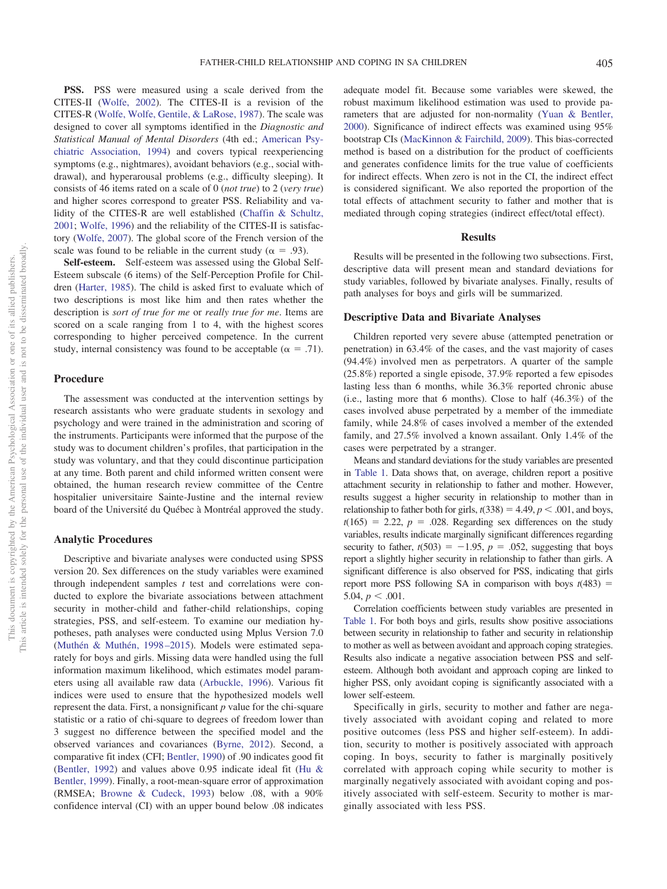**PSS.** PSS were measured using a scale derived from the CITES-II (Wolfe, 2002). The CITES-II is a revision of the CITES-R (Wolfe, Wolfe, Gentile, & LaRose, 1987). The scale was designed to cover all symptoms identified in the *Diagnostic and Statistical Manual of Mental Disorders* (4th ed.; American Psychiatric Association, 1994) and covers typical reexperiencing symptoms (e.g., nightmares), avoidant behaviors (e.g., social withdrawal), and hyperarousal problems (e.g., difficulty sleeping). It consists of 46 items rated on a scale of 0 (*not true*) to 2 (*very true*) and higher scores correspond to greater PSS. Reliability and validity of the CITES-R are well established (Chaffin & Schultz, 2001; Wolfe, 1996) and the reliability of the CITES-II is satisfactory (Wolfe, 2007). The global score of the French version of the scale was found to be reliable in the current study ($\alpha = .93$).

**Self-esteem.** Self-esteem was assessed using the Global Self-Esteem subscale (6 items) of the Self-Perception Profile for Children (Harter, 1985). The child is asked first to evaluate which of two descriptions is most like him and then rates whether the description is *sort of true for me* or *really true for me*. Items are scored on a scale ranging from 1 to 4, with the highest scores corresponding to higher perceived competence. In the current study, internal consistency was found to be acceptable ($\alpha = .71$).

## Procedure

The assessment was conducted at the intervention settings by research assistants who were graduate students in sexology and psychology and were trained in the administration and scoring of the instruments. Participants were informed that the purpose of the study was to document children's profiles, that participation in the study was voluntary, and that they could discontinue participation at any time. Both parent and child informed written consent were obtained, the human research review committee of the Centre hospitalier universitaire Sainte-Justine and the internal review board of the Université du Québec à Montréal approved the study.

## Analytic Procedures

Descriptive and bivariate analyses were conducted using SPSS version 20. Sex differences on the study variables were examined through independent samples *t* test and correlations were conducted to explore the bivariate associations between attachment security in mother-child and father-child relationships, coping strategies, PSS, and self-esteem. To examine our mediation hypotheses, path analyses were conducted using Mplus Version 7.0 (Muthén & Muthén, 1998–2015). Models were estimated separately for boys and girls. Missing data were handled using the full information maximum likelihood, which estimates model parameters using all available raw data (Arbuckle, 1996). Various fit indices were used to ensure that the hypothesized models well represent the data. First, a nonsignificant *p* value for the chi-square statistic or a ratio of chi-square to degrees of freedom lower than 3 suggest no difference between the specified model and the observed variances and covariances (Byrne, 2012). Second, a comparative fit index (CFI; Bentler, 1990) of .90 indicates good fit (Bentler, 1992) and values above 0.95 indicate ideal fit (Hu & Bentler, 1999). Finally, a root-mean-square error of approximation (RMSEA; Browne & Cudeck, 1993) below .08, with a 90% confidence interval (CI) with an upper bound below .08 indicates adequate model fit. Because some variables were skewed, the robust maximum likelihood estimation was used to provide parameters that are adjusted for non-normality (Yuan & Bentler, 2000). Significance of indirect effects was examined using 95% bootstrap CIs (MacKinnon & Fairchild, 2009). This bias-corrected method is based on a distribution for the product of coefficients and generates confidence limits for the true value of coefficients for indirect effects. When zero is not in the CI, the indirect effect is considered significant. We also reported the proportion of the total effects of attachment security to father and mother that is mediated through coping strategies (indirect effect/total effect).

# Results

Results will be presented in the following two subsections. First, descriptive data will present mean and standard deviations for study variables, followed by bivariate analyses. Finally, results of path analyses for boys and girls will be summarized.

## Descriptive Data and Bivariate Analyses

Children reported very severe abuse (attempted penetration or penetration) in 63.4% of the cases, and the vast majority of cases (94.4%) involved men as perpetrators. A quarter of the sample (25.8%) reported a single episode, 37.9% reported a few episodes lasting less than 6 months, while 36.3% reported chronic abuse (i.e., lasting more that 6 months). Close to half (46.3%) of the cases involved abuse perpetrated by a member of the immediate family, while 24.8% of cases involved a member of the extended family, and 27.5% involved a known assailant. Only 1.4% of the cases were perpetrated by a stranger.

Means and standard deviations for the study variables are presented in Table 1. Data shows that, on average, children report a positive attachment security in relationship to father and mother. However, results suggest a higher security in relationship to mother than in relationship to father both for girls, $t(338) = 4.49, p < .001$, and boys, $t(165) = 2.22, p = .028$. Regarding sex differences on the study variables, results indicate marginally significant differences regarding security to father, $t(503) = -1.95, p = .052$, suggesting that boys report a slightly higher security in relationship to father than girls. A significant difference is also observed for PSS, indicating that girls report more PSS following SA in comparison with boys $t(483) = 5.04, p < .001$.

Correlation coefficients between study variables are presented in Table 1. For both boys and girls, results show positive associations between security in relationship to father and security in relationship to mother as well as between avoidant and approach coping strategies. Results also indicate a negative association between PSS and self-esteem. Although both avoidant and approach coping are linked to higher PSS, only avoidant coping is significantly associated with a lower self-esteem.

Specifically in girls, security to mother and father are negatively associated with avoidant coping and related to more positive outcomes (less PSS and higher self-esteem). In addition, security to mother is positively associated with approach coping. In boys, security to father is marginally positively correlated with approach coping while security to mother is marginally negatively associated with avoidant coping and positively associated with self-esteem. Security to mother is marginally associated with less PSS.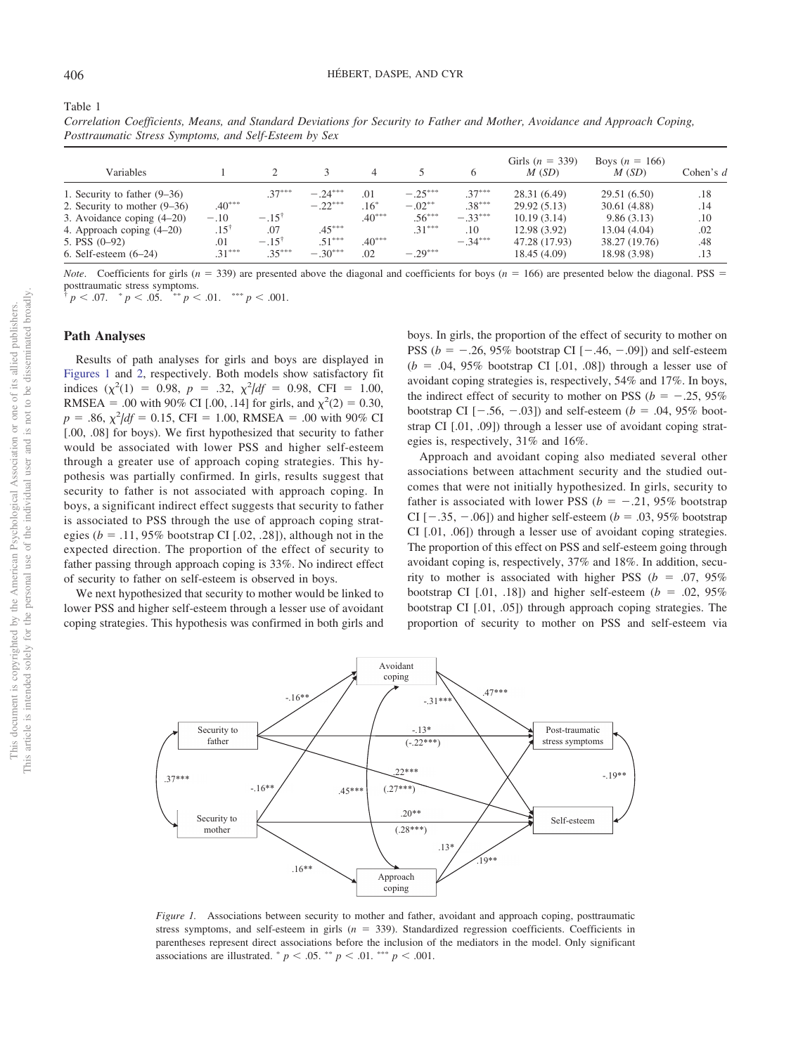Table 1

*Correlation Coefficients, Means, and Standard Deviations for Security to Father and Mother, Avoidance and Approach Coping, Posttraumatic Stress Symptoms, and Self-Esteem by Sex*

| Variables | 1 | 2 | 3 | 4 | 5 | 6 | Girls ($n$ = 339) $M$ ($SD$) | Boys ($n$ = 166) $M$ ($SD$) | Cohen's $d$ |
|---|---|---|---|---|---|---|---|---|---|
| 1. Security to father (9–36) | | .37*** | −.24*** | .01 | −.25*** | .37*** | 28.31 (6.49) | 29.51 (6.50) | .18 |
| 2. Security to mother (9–36) | .40*** | | −.22*** | .16* | −.02** | .38*** | 29.92 (5.13) | 30.61 (4.88) | .14 |
| 3. Avoidance coping (4–20) | −.10 | −.15† | | .40*** | .56*** | −.33*** | 10.19 (3.14) | 9.86 (3.13) | .10 |
| 4. Approach coping (4–20) | .15† | .07 | .45*** | | .31*** | .10 | 12.98 (3.92) | 13.04 (4.04) | .02 |
| 5. PSS (0–92) | .01 | −.15† | .51*** | .40*** | | −.34*** | 47.28 (17.93) | 38.27 (19.76) | .48 |
| 6. Self-esteem (6–24) | .31*** | .35*** | −.30*** | .02 | −.29*** | | 18.45 (4.09) | 18.98 (3.98) | .13 |

*Note*. Coefficients for girls ($n$ = 339) are presented above the diagonal and coefficients for boys ($n$ = 166) are presented below the diagonal. PSS = posttraumatic stress symptoms.
† $p < .07$. * $p < .05$. ** $p < .01$. *** $p < .001$.

## Path Analyses

Results of path analyses for girls and boys are displayed in Figures 1 and 2, respectively. Both models show satisfactory fit indices ($\chi^2(1)$ = 0.98, $p$ = .32, $\chi^2/df$ = 0.98, CFI = 1.00, RMSEA = .00 with 90% CI [.00, .14] for girls, and $\chi^2(2)$ = 0.30, $p$ = .86, $\chi^2/df$ = 0.15, CFI = 1.00, RMSEA = .00 with 90% CI [.00, .08] for boys). We first hypothesized that security to father would be associated with lower PSS and higher self-esteem through a greater use of approach coping strategies. This hypothesis was partially confirmed. In girls, results suggest that security to father is not associated with approach coping. In boys, a significant indirect effect suggests that security to father is associated to PSS through the use of approach coping strategies ($b$ = .11, 95% bootstrap CI [.02, .28]), although not in the expected direction. The proportion of the effect of security to father passing through approach coping is 33%. No indirect effect of security to father on self-esteem is observed in boys.

We next hypothesized that security to mother would be linked to lower PSS and higher self-esteem through a lesser use of avoidant coping strategies. This hypothesis was confirmed in both girls and boys. In girls, the proportion of the effect of security to mother on PSS ($b$ = −.26, 95% bootstrap CI [−.46, −.09]) and self-esteem ($b$ = .04, 95% bootstrap CI [.01, .08]) through a lesser use of avoidant coping strategies is, respectively, 54% and 17%. In boys, the indirect effect of security to mother on PSS ($b$ = −.25, 95% bootstrap CI [−.56, −.03]) and self-esteem ($b$ = .04, 95% bootstrap CI [.01, .09]) through a lesser use of avoidant coping strategies is, respectively, 31% and 16%.

Approach and avoidant coping also mediated several other associations between attachment security and the studied outcomes that were not initially hypothesized. In girls, security to father is associated with lower PSS ($b$ = −.21, 95% bootstrap CI [−.35, −.06]) and higher self-esteem ($b$ = .03, 95% bootstrap CI [.01, .06]) through a lesser use of avoidant coping strategies. The proportion of this effect on PSS and self-esteem going through avoidant coping is, respectively, 37% and 18%. In addition, security to mother is associated with higher PSS ($b$ = .07, 95% bootstrap CI [.01, .18]) and higher self-esteem ($b$ = .02, 95% bootstrap CI [.01, .05]) through approach coping strategies. The proportion of security to mother on PSS and self-esteem via

*Figure 1.* Associations between security to mother and father, avoidant and approach coping, posttraumatic stress symptoms, and self-esteem in girls ($n$ = 339). Standardized regression coefficients. Coefficients in parentheses represent direct associations before the inclusion of the mediators in the model. Only significant associations are illustrated. * $p < .05$. ** $p < .01$. *** $p < .001$.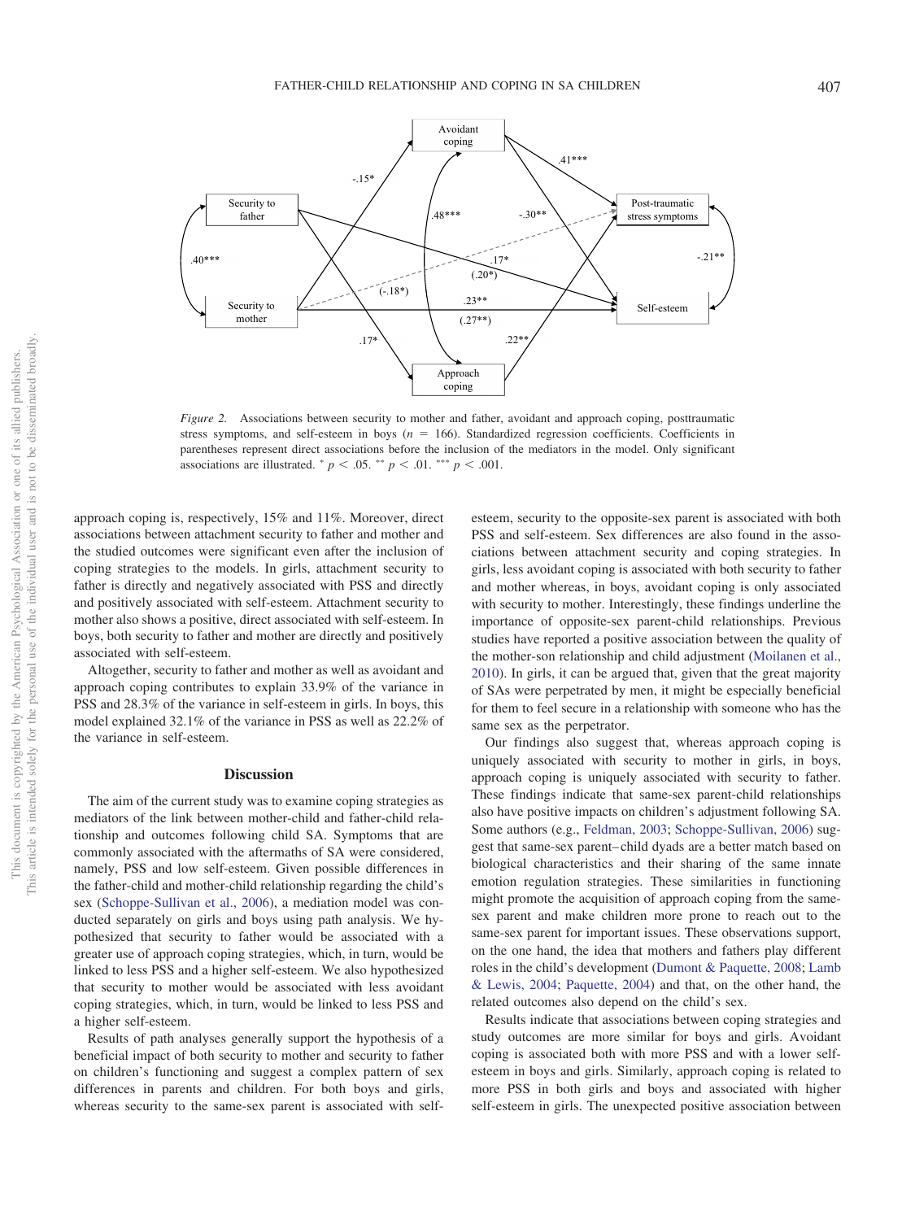*Figure 2.* Associations between security to mother and father, avoidant and approach coping, posttraumatic stress symptoms, and self-esteem in boys ($n = 166$). Standardized regression coefficients. Coefficients in parentheses represent direct associations before the inclusion of the mediators in the model. Only significant associations are illustrated. * $p < .05$. ** $p < .01$. *** $p < .001$.

approach coping is, respectively, 15% and 11%. Moreover, direct associations between attachment security to father and mother and the studied outcomes were significant even after the inclusion of coping strategies to the models. In girls, attachment security to father is directly and negatively associated with PSS and directly and positively associated with self-esteem. Attachment security to mother also shows a positive, direct associated with self-esteem. In boys, both security to father and mother are directly and positively associated with self-esteem.

Altogether, security to father and mother as well as avoidant and approach coping contributes to explain 33.9% of the variance in PSS and 28.3% of the variance in self-esteem in girls. In boys, this model explained 32.1% of the variance in PSS as well as 22.2% of the variance in self-esteem.

## Discussion

The aim of the current study was to examine coping strategies as mediators of the link between mother-child and father-child relationship and outcomes following child SA. Symptoms that are commonly associated with the aftermaths of SA were considered, namely, PSS and low self-esteem. Given possible differences in the father-child and mother-child relationship regarding the child's sex (Schoppe-Sullivan et al., 2006), a mediation model was conducted separately on girls and boys using path analysis. We hypothesized that security to father would be associated with a greater use of approach coping strategies, which, in turn, would be linked to less PSS and a higher self-esteem. We also hypothesized that security to mother would be associated with less avoidant coping strategies, which, in turn, would be linked to less PSS and a higher self-esteem.

Results of path analyses generally support the hypothesis of a beneficial impact of both security to mother and security to father on children's functioning and suggest a complex pattern of sex differences in parents and children. For both boys and girls, whereas security to the same-sex parent is associated with self-esteem, security to the opposite-sex parent is associated with both PSS and self-esteem. Sex differences are also found in the associations between attachment security and coping strategies. In girls, less avoidant coping is associated with both security to father and mother whereas, in boys, avoidant coping is only associated with security to mother. Interestingly, these findings underline the importance of opposite-sex parent-child relationships. Previous studies have reported a positive association between the quality of the mother-son relationship and child adjustment (Moilanen et al., 2010). In girls, it can be argued that, given that the great majority of SAs were perpetrated by men, it might be especially beneficial for them to feel secure in a relationship with someone who has the same sex as the perpetrator.

Our findings also suggest that, whereas approach coping is uniquely associated with security to mother in girls, in boys, approach coping is uniquely associated with security to father. These findings indicate that same-sex parent-child relationships also have positive impacts on children's adjustment following SA. Some authors (e.g., Feldman, 2003; Schoppe-Sullivan, 2006) suggest that same-sex parent–child dyads are a better match based on biological characteristics and their sharing of the same innate emotion regulation strategies. These similarities in functioning might promote the acquisition of approach coping from the same-sex parent and make children more prone to reach out to the same-sex parent for important issues. These observations support, on the one hand, the idea that mothers and fathers play different roles in the child's development (Dumont & Paquette, 2008; Lamb & Lewis, 2004; Paquette, 2004) and that, on the other hand, the related outcomes also depend on the child's sex.

Results indicate that associations between coping strategies and study outcomes are more similar for boys and girls. Avoidant coping is associated both with more PSS and with a lower self-esteem in boys and girls. Similarly, approach coping is related to more PSS in both girls and boys and associated with higher self-esteem in girls. The unexpected positive association between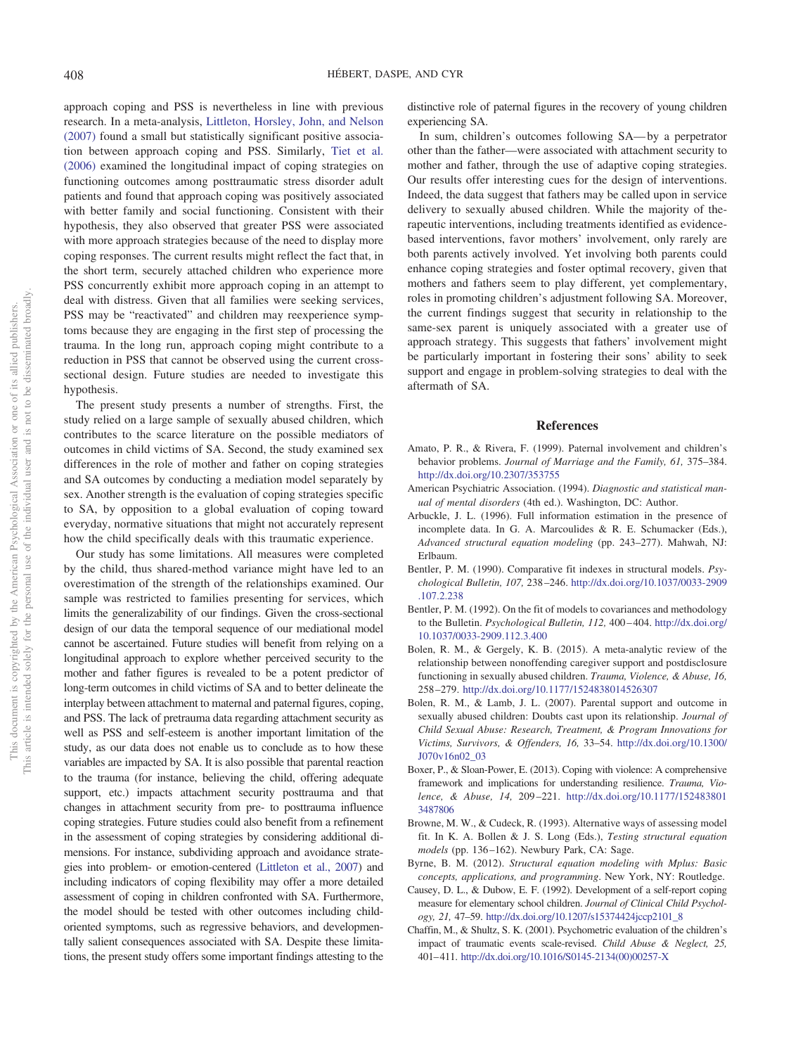approach coping and PSS is nevertheless in line with previous research. In a meta-analysis, Littleton, Horsley, John, and Nelson (2007) found a small but statistically significant positive association between approach coping and PSS. Similarly, Tiet et al. (2006) examined the longitudinal impact of coping strategies on functioning outcomes among posttraumatic stress disorder adult patients and found that approach coping was positively associated with better family and social functioning. Consistent with their hypothesis, they also observed that greater PSS were associated with more approach strategies because of the need to display more coping responses. The current results might reflect the fact that, in the short term, securely attached children who experience more PSS concurrently exhibit more approach coping in an attempt to deal with distress. Given that all families were seeking services, PSS may be "reactivated" and children may reexperience symptoms because they are engaging in the first step of processing the trauma. In the long run, approach coping might contribute to a reduction in PSS that cannot be observed using the current cross-sectional design. Future studies are needed to investigate this hypothesis.

The present study presents a number of strengths. First, the study relied on a large sample of sexually abused children, which contributes to the scarce literature on the possible mediators of outcomes in child victims of SA. Second, the study examined sex differences in the role of mother and father on coping strategies and SA outcomes by conducting a mediation model separately by sex. Another strength is the evaluation of coping strategies specific to SA, by opposition to a global evaluation of coping toward everyday, normative situations that might not accurately represent how the child specifically deals with this traumatic experience.

Our study has some limitations. All measures were completed by the child, thus shared-method variance might have led to an overestimation of the strength of the relationships examined. Our sample was restricted to families presenting for services, which limits the generalizability of our findings. Given the cross-sectional design of our data the temporal sequence of our mediational model cannot be ascertained. Future studies will benefit from relying on a longitudinal approach to explore whether perceived security to the mother and father figures is revealed to be a potent predictor of long-term outcomes in child victims of SA and to better delineate the interplay between attachment to maternal and paternal figures, coping, and PSS. The lack of pretrauma data regarding attachment security as well as PSS and self-esteem is another important limitation of the study, as our data does not enable us to conclude as to how these variables are impacted by SA. It is also possible that parental reaction to the trauma (for instance, believing the child, offering adequate support, etc.) impacts attachment security posttrauma and that changes in attachment security from pre- to posttrauma influence coping strategies. Future studies could also benefit from a refinement in the assessment of coping strategies by considering additional dimensions. For instance, subdividing approach and avoidance strategies into problem- or emotion-centered (Littleton et al., 2007) and including indicators of coping flexibility may offer a more detailed assessment of coping in children confronted with SA. Furthermore, the model should be tested with other outcomes including child-oriented symptoms, such as regressive behaviors, and developmentally salient consequences associated with SA. Despite these limitations, the present study offers some important findings attesting to the distinctive role of paternal figures in the recovery of young children experiencing SA.

In sum, children's outcomes following SA—by a perpetrator other than the father—were associated with attachment security to mother and father, through the use of adaptive coping strategies. Our results offer interesting cues for the design of interventions. Indeed, the data suggest that fathers may be called upon in service delivery to sexually abused children. While the majority of therapeutic interventions, including treatments identified as evidence-based interventions, favor mothers' involvement, only rarely are both parents actively involved. Yet involving both parents could enhance coping strategies and foster optimal recovery, given that mothers and fathers seem to play different, yet complementary, roles in promoting children's adjustment following SA. Moreover, the current findings suggest that security in relationship to the same-sex parent is uniquely associated with a greater use of approach strategy. This suggests that fathers' involvement might be particularly important in fostering their sons' ability to seek support and engage in problem-solving strategies to deal with the aftermath of SA.

## References

Amato, P. R., & Rivera, F. (1999). Paternal involvement and children's behavior problems. *Journal of Marriage and the Family, 61,* 375–384. http://dx.doi.org/10.2307/353755

American Psychiatric Association. (1994). *Diagnostic and statistical manual of mental disorders* (4th ed.). Washington, DC: Author.

Arbuckle, J. L. (1996). Full information estimation in the presence of incomplete data. In G. A. Marcoulides & R. E. Schumacker (Eds.), *Advanced structural equation modeling* (pp. 243–277). Mahwah, NJ: Erlbaum.

Bentler, P. M. (1990). Comparative fit indexes in structural models. *Psychological Bulletin, 107,* 238–246. http://dx.doi.org/10.1037/0033-2909.107.2.238

Bentler, P. M. (1992). On the fit of models to covariances and methodology to the Bulletin. *Psychological Bulletin, 112,* 400–404. http://dx.doi.org/10.1037/0033-2909.112.3.400

Bolen, R. M., & Gergely, K. B. (2015). A meta-analytic review of the relationship between nonoffending caregiver support and postdisclosure functioning in sexually abused children. *Trauma, Violence, & Abuse, 16,* 258–279. http://dx.doi.org/10.1177/1524838014526307

Bolen, R. M., & Lamb, J. L. (2007). Parental support and outcome in sexually abused children: Doubts cast upon its relationship. *Journal of Child Sexual Abuse: Research, Treatment, & Program Innovations for Victims, Survivors, & Offenders, 16,* 33–54. http://dx.doi.org/10.1300/J070v16n02_03

Boxer, P., & Sloan-Power, E. (2013). Coping with violence: A comprehensive framework and implications for understanding resilience. *Trauma, Violence, & Abuse, 14,* 209–221. http://dx.doi.org/10.1177/1524838013487806

Browne, M. W., & Cudeck, R. (1993). Alternative ways of assessing model fit. In K. A. Bollen & J. S. Long (Eds.), *Testing structural equation models* (pp. 136–162). Newbury Park, CA: Sage.

Byrne, B. M. (2012). *Structural equation modeling with Mplus: Basic concepts, applications, and programming*. New York, NY: Routledge.

Causey, D. L., & Dubow, E. F. (1992). Development of a self-report coping measure for elementary school children. *Journal of Clinical Child Psychology, 21,* 47–59. http://dx.doi.org/10.1207/s15374424jccp2101_8

Chaffin, M., & Shultz, S. K. (2001). Psychometric evaluation of the children's impact of traumatic events scale-revised. *Child Abuse & Neglect, 25,* 401–411. http://dx.doi.org/10.1016/S0145-2134(00)00257-X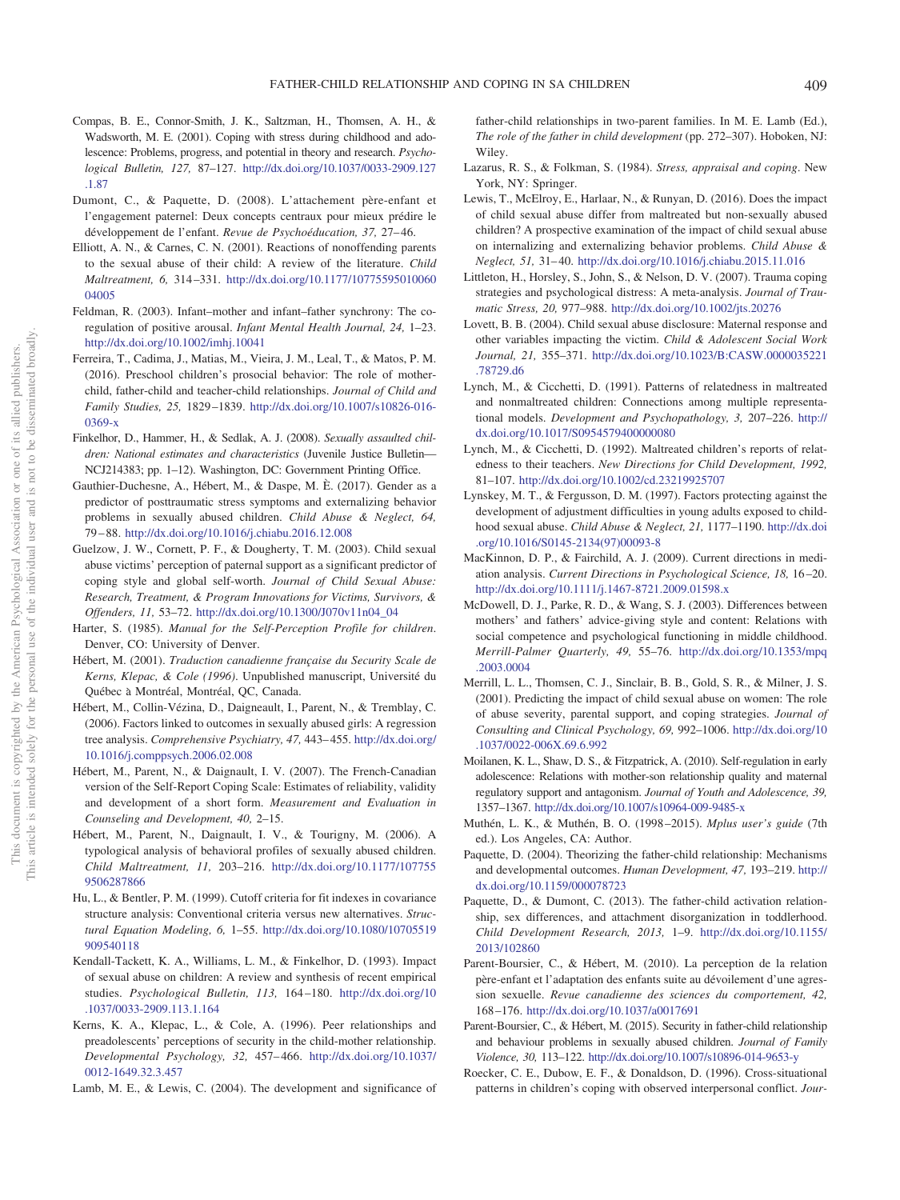Compas, B. E., Connor-Smith, J. K., Saltzman, H., Thomsen, A. H., & Wadsworth, M. E. (2001). Coping with stress during childhood and adolescence: Problems, progress, and potential in theory and research. *Psychological Bulletin, 127,* 87–127. http://dx.doi.org/10.1037/0033-2909.127.1.87

Dumont, C., & Paquette, D. (2008). L'attachement père-enfant et l'engagement paternel: Deux concepts centraux pour mieux prédire le développement de l'enfant. *Revue de Psychoéducation, 37,* 27–46.

Elliott, A. N., & Carnes, C. N. (2001). Reactions of nonoffending parents to the sexual abuse of their child: A review of the literature. *Child Maltreatment, 6,* 314–331. http://dx.doi.org/10.1177/1077559501006004005

Feldman, R. (2003). Infant–mother and infant–father synchrony: The co-regulation of positive arousal. *Infant Mental Health Journal, 24,* 1–23. http://dx.doi.org/10.1002/imhj.10041

Ferreira, T., Cadima, J., Matias, M., Vieira, J. M., Leal, T., & Matos, P. M. (2016). Preschool children's prosocial behavior: The role of mother-child, father-child and teacher-child relationships. *Journal of Child and Family Studies, 25,* 1829–1839. http://dx.doi.org/10.1007/s10826-016-0369-x

Finkelhor, D., Hammer, H., & Sedlak, A. J. (2008). *Sexually assaulted children: National estimates and characteristics* (Juvenile Justice Bulletin—NCJ214383; pp. 1–12). Washington, DC: Government Printing Office.

Gauthier-Duchesne, A., Hébert, M., & Daspe, M. È. (2017). Gender as a predictor of posttraumatic stress symptoms and externalizing behavior problems in sexually abused children. *Child Abuse & Neglect, 64,* 79–88. http://dx.doi.org/10.1016/j.chiabu.2016.12.008

Guelzow, J. W., Cornett, P. F., & Dougherty, T. M. (2003). Child sexual abuse victims' perception of paternal support as a significant predictor of coping style and global self-worth. *Journal of Child Sexual Abuse: Research, Treatment, & Program Innovations for Victims, Survivors, & Offenders, 11,* 53–72. http://dx.doi.org/10.1300/J070v11n04_04

Harter, S. (1985). *Manual for the Self-Perception Profile for children.* Denver, CO: University of Denver.

Hébert, M. (2001). *Traduction canadienne française du Security Scale de Kerns, Klepac, & Cole (1996).* Unpublished manuscript, Université du Québec à Montréal, Montréal, QC, Canada.

Hébert, M., Collin-Vézina, D., Daigneault, I., Parent, N., & Tremblay, C. (2006). Factors linked to outcomes in sexually abused girls: A regression tree analysis. *Comprehensive Psychiatry, 47,* 443–455. http://dx.doi.org/10.1016/j.comppsych.2006.02.008

Hébert, M., Parent, N., & Daignault, I. V. (2007). The French-Canadian version of the Self-Report Coping Scale: Estimates of reliability, validity and development of a short form. *Measurement and Evaluation in Counseling and Development, 40,* 2–15.

Hébert, M., Parent, N., Daignault, I. V., & Tourigny, M. (2006). A typological analysis of behavioral profiles of sexually abused children. *Child Maltreatment, 11,* 203–216. http://dx.doi.org/10.1177/1077559506287866

Hu, L., & Bentler, P. M. (1999). Cutoff criteria for fit indexes in covariance structure analysis: Conventional criteria versus new alternatives. *Structural Equation Modeling, 6,* 1–55. http://dx.doi.org/10.1080/10705519909540118

Kendall-Tackett, K. A., Williams, L. M., & Finkelhor, D. (1993). Impact of sexual abuse on children: A review and synthesis of recent empirical studies. *Psychological Bulletin, 113,* 164–180. http://dx.doi.org/10.1037/0033-2909.113.1.164

Kerns, K. A., Klepac, L., & Cole, A. (1996). Peer relationships and preadolescents' perceptions of security in the child-mother relationship. *Developmental Psychology, 32,* 457–466. http://dx.doi.org/10.1037/0012-1649.32.3.457

Lamb, M. E., & Lewis, C. (2004). The development and significance of father-child relationships in two-parent families. In M. E. Lamb (Ed.), *The role of the father in child development* (pp. 272–307). Hoboken, NJ: Wiley.

Lazarus, R. S., & Folkman, S. (1984). *Stress, appraisal and coping.* New York, NY: Springer.

Lewis, T., McElroy, E., Harlaar, N., & Runyan, D. (2016). Does the impact of child sexual abuse differ from maltreated but non-sexually abused children? A prospective examination of the impact of child sexual abuse on internalizing and externalizing behavior problems. *Child Abuse & Neglect, 51,* 31–40. http://dx.doi.org/10.1016/j.chiabu.2015.11.016

Littleton, H., Horsley, S., John, S., & Nelson, D. V. (2007). Trauma coping strategies and psychological distress: A meta-analysis. *Journal of Traumatic Stress, 20,* 977–988. http://dx.doi.org/10.1002/jts.20276

Lovett, B. B. (2004). Child sexual abuse disclosure: Maternal response and other variables impacting the victim. *Child & Adolescent Social Work Journal, 21,* 355–371. http://dx.doi.org/10.1023/B:CASW.0000035221.78729.d6

Lynch, M., & Cicchetti, D. (1991). Patterns of relatedness in maltreated and nonmaltreated children: Connections among multiple representational models. *Development and Psychopathology, 3,* 207–226. http://dx.doi.org/10.1017/S0954579400000080

Lynch, M., & Cicchetti, D. (1992). Maltreated children's reports of relatedness to their teachers. *New Directions for Child Development, 1992,* 81–107. http://dx.doi.org/10.1002/cd.23219925707

Lynskey, M. T., & Fergusson, D. M. (1997). Factors protecting against the development of adjustment difficulties in young adults exposed to childhood sexual abuse. *Child Abuse & Neglect, 21,* 1177–1190. http://dx.doi.org/10.1016/S0145-2134(97)00093-8

MacKinnon, D. P., & Fairchild, A. J. (2009). Current directions in mediation analysis. *Current Directions in Psychological Science, 18,* 16–20. http://dx.doi.org/10.1111/j.1467-8721.2009.01598.x

McDowell, D. J., Parke, R. D., & Wang, S. J. (2003). Differences between mothers' and fathers' advice-giving style and content: Relations with social competence and psychological functioning in middle childhood. *Merrill-Palmer Quarterly, 49,* 55–76. http://dx.doi.org/10.1353/mpq.2003.0004

Merrill, L. L., Thomsen, C. J., Sinclair, B. B., Gold, S. R., & Milner, J. S. (2001). Predicting the impact of child sexual abuse on women: The role of abuse severity, parental support, and coping strategies. *Journal of Consulting and Clinical Psychology, 69,* 992–1006. http://dx.doi.org/10.1037/0022-006X.69.6.992

Moilanen, K. L., Shaw, D. S., & Fitzpatrick, A. (2010). Self-regulation in early adolescence: Relations with mother-son relationship quality and maternal regulatory support and antagonism. *Journal of Youth and Adolescence, 39,* 1357–1367. http://dx.doi.org/10.1007/s10964-009-9485-x

Muthén, L. K., & Muthén, B. O. (1998–2015). *Mplus user's guide* (7th ed.). Los Angeles, CA: Author.

Paquette, D. (2004). Theorizing the father-child relationship: Mechanisms and developmental outcomes. *Human Development, 47,* 193–219. http://dx.doi.org/10.1159/000078723

Paquette, D., & Dumont, C. (2013). The father-child activation relationship, sex differences, and attachment disorganization in toddlerhood. *Child Development Research, 2013,* 1–9. http://dx.doi.org/10.1155/2013/102860

Parent-Boursier, C., & Hébert, M. (2010). La perception de la relation père-enfant et l'adaptation des enfants suite au dévoilement d'une agression sexuelle. *Revue canadienne des sciences du comportement, 42,* 168–176. http://dx.doi.org/10.1037/a0017691

Parent-Boursier, C., & Hébert, M. (2015). Security in father-child relationship and behaviour problems in sexually abused children. *Journal of Family Violence, 30,* 113–122. http://dx.doi.org/10.1007/s10896-014-9653-y

Roecker, C. E., Dubow, E. F., & Donaldson, D. (1996). Cross-situational patterns in children's coping with observed interpersonal conflict. *Jour-*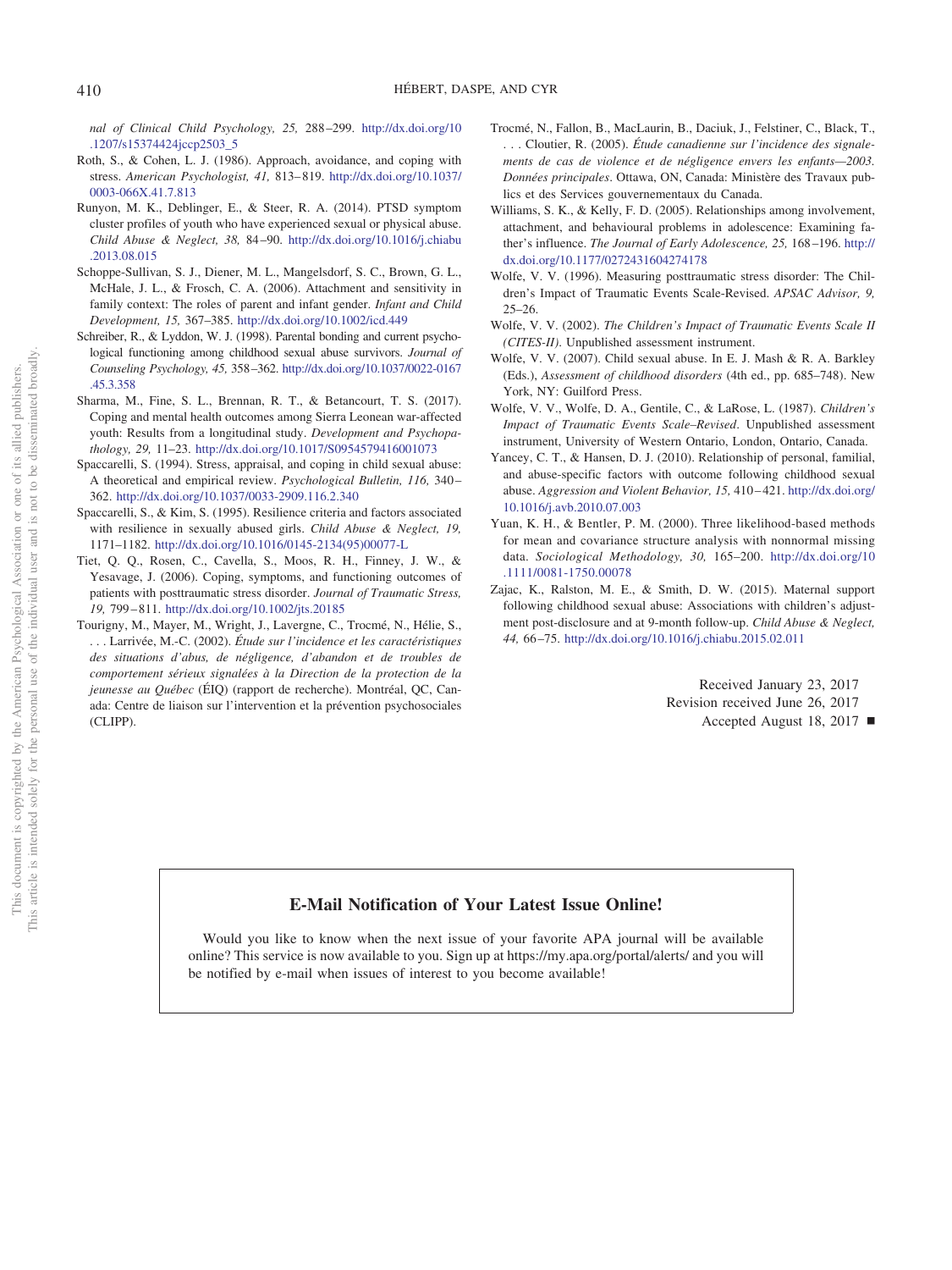nal of Clinical Child Psychology, 25,* 288–299. http://dx.doi.org/10.1207/s15374424jccp2503_5

Roth, S., & Cohen, L. J. (1986). Approach, avoidance, and coping with stress. *American Psychologist, 41,* 813–819. http://dx.doi.org/10.1037/0003-066X.41.7.813

Runyon, M. K., Deblinger, E., & Steer, R. A. (2014). PTSD symptom cluster profiles of youth who have experienced sexual or physical abuse. *Child Abuse & Neglect, 38,* 84–90. http://dx.doi.org/10.1016/j.chiabu.2013.08.015

Schoppe-Sullivan, S. J., Diener, M. L., Mangelsdorf, S. C., Brown, G. L., McHale, J. L., & Frosch, C. A. (2006). Attachment and sensitivity in family context: The roles of parent and infant gender. *Infant and Child Development, 15,* 367–385. http://dx.doi.org/10.1002/icd.449

Schreiber, R., & Lyddon, W. J. (1998). Parental bonding and current psychological functioning among childhood sexual abuse survivors. *Journal of Counseling Psychology, 45,* 358–362. http://dx.doi.org/10.1037/0022-0167.45.3.358

Sharma, M., Fine, S. L., Brennan, R. T., & Betancourt, T. S. (2017). Coping and mental health outcomes among Sierra Leonean war-affected youth: Results from a longitudinal study. *Development and Psychopathology, 29,* 11–23. http://dx.doi.org/10.1017/S0954579416001073

Spaccarelli, S. (1994). Stress, appraisal, and coping in child sexual abuse: A theoretical and empirical review. *Psychological Bulletin, 116,* 340–362. http://dx.doi.org/10.1037/0033-2909.116.2.340

Spaccarelli, S., & Kim, S. (1995). Resilience criteria and factors associated with resilience in sexually abused girls. *Child Abuse & Neglect, 19,* 1171–1182. http://dx.doi.org/10.1016/0145-2134(95)00077-L

Tiet, Q. Q., Rosen, C., Cavella, S., Moos, R. H., Finney, J. W., & Yesavage, J. (2006). Coping, symptoms, and functioning outcomes of patients with posttraumatic stress disorder. *Journal of Traumatic Stress, 19,* 799–811. http://dx.doi.org/10.1002/jts.20185

Tourigny, M., Mayer, M., Wright, J., Lavergne, C., Trocmé, N., Hélie, S., . . . Larrivée, M.-C. (2002). *Étude sur l'incidence et les caractéristiques des situations d'abus, de négligence, d'abandon et de troubles de comportement sérieux signalées à la Direction de la protection de la jeunesse au Québec* (ÉIQ) (rapport de recherche). Montréal, QC, Canada: Centre de liaison sur l'intervention et la prévention psychosociales (CLIPP).

Trocmé, N., Fallon, B., MacLaurin, B., Daciuk, J., Felstiner, C., Black, T., . . . Cloutier, R. (2005). *Étude canadienne sur l'incidence des signalements de cas de violence et de négligence envers les enfants—2003. Données principales*. Ottawa, ON, Canada: Ministère des Travaux publics et des Services gouvernementaux du Canada.

Williams, S. K., & Kelly, F. D. (2005). Relationships among involvement, attachment, and behavioural problems in adolescence: Examining father's influence. *The Journal of Early Adolescence, 25,* 168–196. http://dx.doi.org/10.1177/0272431604274178

Wolfe, V. V. (1996). Measuring posttraumatic stress disorder: The Children's Impact of Traumatic Events Scale-Revised. *APSAC Advisor, 9,* 25–26.

Wolfe, V. V. (2002). *The Children's Impact of Traumatic Events Scale II (CITES-II)*. Unpublished assessment instrument.

Wolfe, V. V. (2007). Child sexual abuse. In E. J. Mash & R. A. Barkley (Eds.), *Assessment of childhood disorders* (4th ed., pp. 685–748). New York, NY: Guilford Press.

Wolfe, V. V., Wolfe, D. A., Gentile, C., & LaRose, L. (1987). *Children's Impact of Traumatic Events Scale–Revised*. Unpublished assessment instrument, University of Western Ontario, London, Ontario, Canada.

Yancey, C. T., & Hansen, D. J. (2010). Relationship of personal, familial, and abuse-specific factors with outcome following childhood sexual abuse. *Aggression and Violent Behavior, 15,* 410–421. http://dx.doi.org/10.1016/j.avb.2010.07.003

Yuan, K. H., & Bentler, P. M. (2000). Three likelihood-based methods for mean and covariance structure analysis with nonnormal missing data. *Sociological Methodology, 30,* 165–200. http://dx.doi.org/10.1111/0081-1750.00078

Zajac, K., Ralston, M. E., & Smith, D. W. (2015). Maternal support following childhood sexual abuse: Associations with children's adjustment post-disclosure and at 9-month follow-up. *Child Abuse & Neglect, 44,* 66–75. http://dx.doi.org/10.1016/j.chiabu.2015.02.011

Received January 23, 2017
Revision received June 26, 2017
Accepted August 18, 2017 ■

## E-Mail Notification of Your Latest Issue Online!

Would you like to know when the next issue of your favorite APA journal will be available online? This service is now available to you. Sign up at https://my.apa.org/portal/alerts/ and you will be notified by e-mail when issues of interest to you become available!